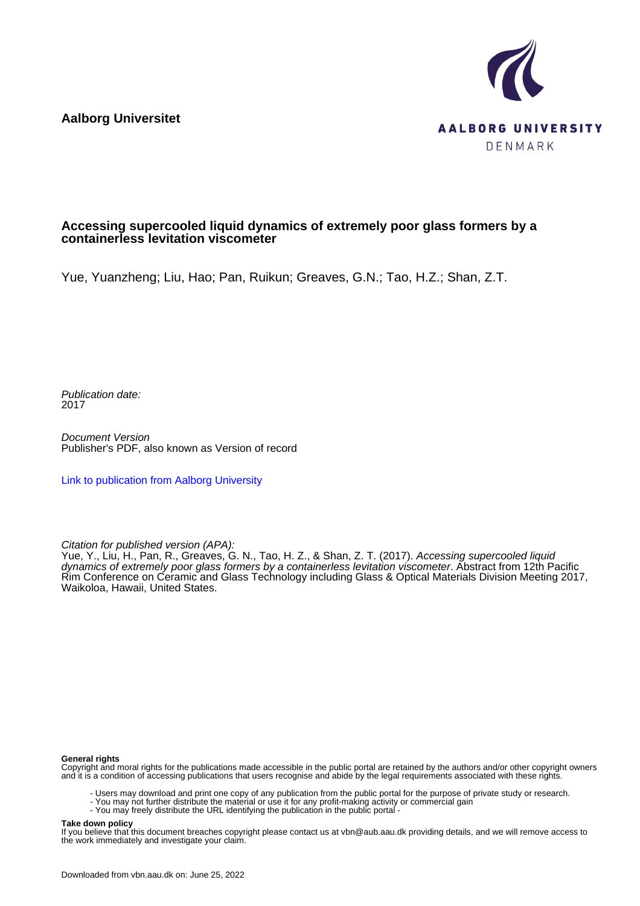**Aalborg Universitet**

AALBORG UNIVERSITY
DENMARK

# Accessing supercooled liquid dynamics of extremely poor glass formers by a containerless levitation viscometer

Yue, Yuanzheng; Liu, Hao; Pan, Ruikun; Greaves, G.N.; Tao, H.Z.; Shan, Z.T.

*Publication date:*
2017

*Document Version*
Publisher's PDF, also known as Version of record

Link to publication from Aalborg University

*Citation for published version (APA):*
Yue, Y., Liu, H., Pan, R., Greaves, G. N., Tao, H. Z., & Shan, Z. T. (2017). *Accessing supercooled liquid dynamics of extremely poor glass formers by a containerless levitation viscometer*. Abstract from 12th Pacific Rim Conference on Ceramic and Glass Technology including Glass & Optical Materials Division Meeting 2017, Waikoloa, Hawaii, United States.

**General rights**
Copyright and moral rights for the publications made accessible in the public portal are retained by the authors and/or other copyright owners and it is a condition of accessing publications that users recognise and abide by the legal requirements associated with these rights.

- Users may download and print one copy of any publication from the public portal for the purpose of private study or research.
- You may not further distribute the material or use it for any profit-making activity or commercial gain
- You may freely distribute the URL identifying the publication in the public portal -

**Take down policy**
If you believe that this document breaches copyright please contact us at vbn@aub.aau.dk providing details, and we will remove access to the work immediately and investigate your claim.

Downloaded from vbn.aau.dk on: June 25, 2022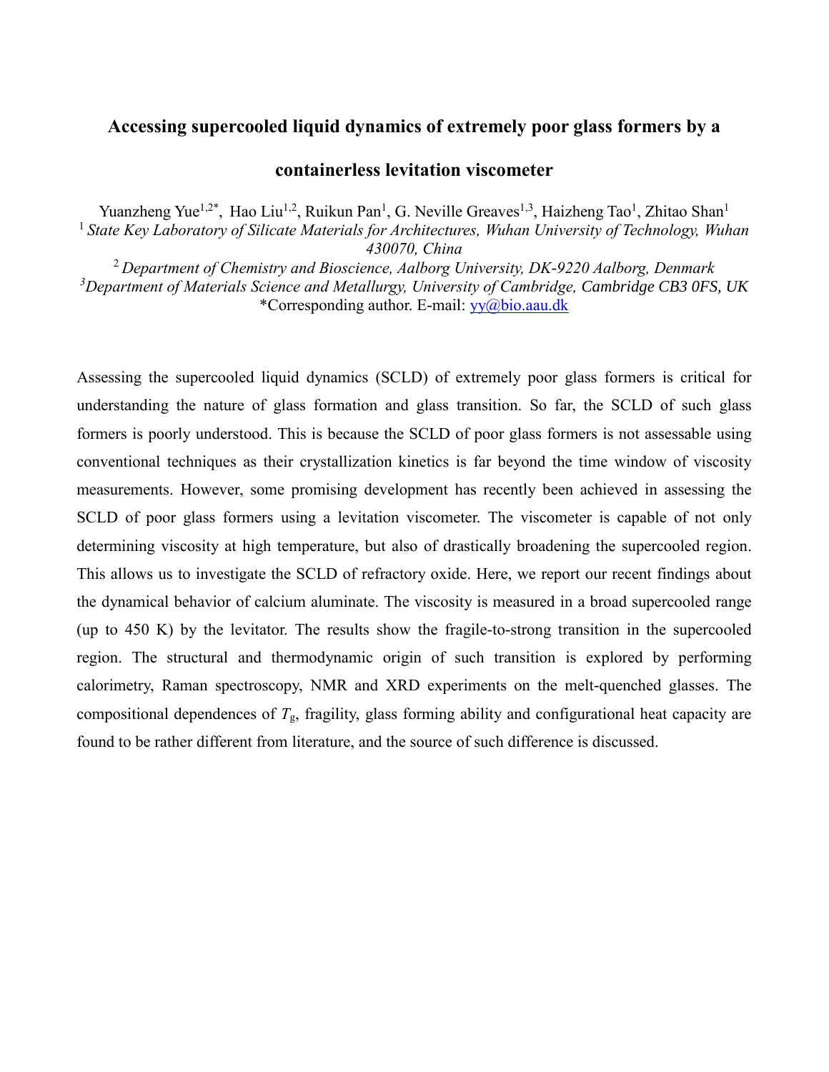# Accessing supercooled liquid dynamics of extremely poor glass formers by a containerless levitation viscometer

Yuanzheng Yue[1,2*], Hao Liu[1,2], Ruikun Pan[1], G. Neville Greaves[1,3], Haizheng Tao[1], Zhitao Shan[1]

[1] *State Key Laboratory of Silicate Materials for Architectures, Wuhan University of Technology, Wuhan 430070, China*

[2] *Department of Chemistry and Bioscience, Aalborg University, DK-9220 Aalborg, Denmark*

[3] *Department of Materials Science and Metallurgy, University of Cambridge, Cambridge CB3 0FS, UK*

*Corresponding author. E-mail: yy@bio.aau.dk

Assessing the supercooled liquid dynamics (SCLD) of extremely poor glass formers is critical for understanding the nature of glass formation and glass transition. So far, the SCLD of such glass formers is poorly understood. This is because the SCLD of poor glass formers is not assessable using conventional techniques as their crystallization kinetics is far beyond the time window of viscosity measurements. However, some promising development has recently been achieved in assessing the SCLD of poor glass formers using a levitation viscometer. The viscometer is capable of not only determining viscosity at high temperature, but also of drastically broadening the supercooled region. This allows us to investigate the SCLD of refractory oxide. Here, we report our recent findings about the dynamical behavior of calcium aluminate. The viscosity is measured in a broad supercooled range (up to 450 K) by the levitator. The results show the fragile-to-strong transition in the supercooled region. The structural and thermodynamic origin of such transition is explored by performing calorimetry, Raman spectroscopy, NMR and XRD experiments on the melt-quenched glasses. The compositional dependences of $T_g$, fragility, glass forming ability and configurational heat capacity are found to be rather different from literature, and the source of such difference is discussed.